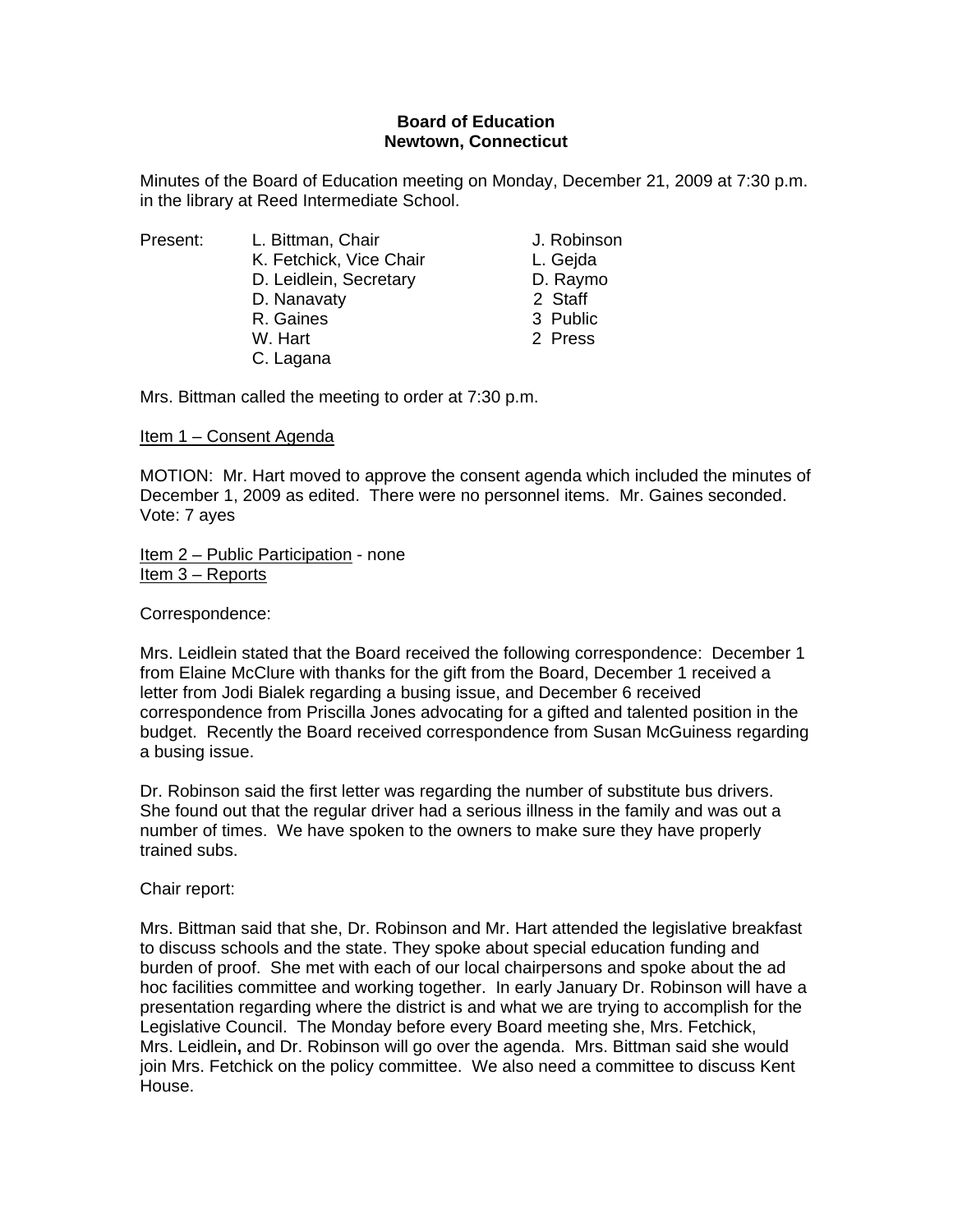**Board of Education**
**Newtown, Connecticut**

Minutes of the Board of Education meeting on Monday, December 21, 2009 at 7:30 p.m. in the library at Reed Intermediate School.

| Present: | | |
|---|---|---|
| | L. Bittman, Chair | J. Robinson |
| | K. Fetchick, Vice Chair | L. Gejda |
| | D. Leidlein, Secretary | D. Raymo |
| | D. Nanavaty | 2 Staff |
| | R. Gaines | 3 Public |
| | W. Hart | 2 Press |
| | C. Lagana | |

Mrs. Bittman called the meeting to order at 7:30 p.m.

<u>Item 1 – Consent Agenda</u>

MOTION: Mr. Hart moved to approve the consent agenda which included the minutes of December 1, 2009 as edited. There were no personnel items. Mr. Gaines seconded. Vote: 7 ayes

<u>Item 2 – Public Participation</u> - none
<u>Item 3 – Reports</u>

Correspondence:

Mrs. Leidlein stated that the Board received the following correspondence: December 1 from Elaine McClure with thanks for the gift from the Board, December 1 received a letter from Jodi Bialek regarding a busing issue, and December 6 received correspondence from Priscilla Jones advocating for a gifted and talented position in the budget. Recently the Board received correspondence from Susan McGuiness regarding a busing issue.

Dr. Robinson said the first letter was regarding the number of substitute bus drivers. She found out that the regular driver had a serious illness in the family and was out a number of times. We have spoken to the owners to make sure they have properly trained subs.

Chair report:

Mrs. Bittman said that she, Dr. Robinson and Mr. Hart attended the legislative breakfast to discuss schools and the state. They spoke about special education funding and burden of proof. She met with each of our local chairpersons and spoke about the ad hoc facilities committee and working together. In early January Dr. Robinson will have a presentation regarding where the district is and what we are trying to accomplish for the Legislative Council. The Monday before every Board meeting she, Mrs. Fetchick, Mrs. Leidlein**,** and Dr. Robinson will go over the agenda. Mrs. Bittman said she would join Mrs. Fetchick on the policy committee. We also need a committee to discuss Kent House.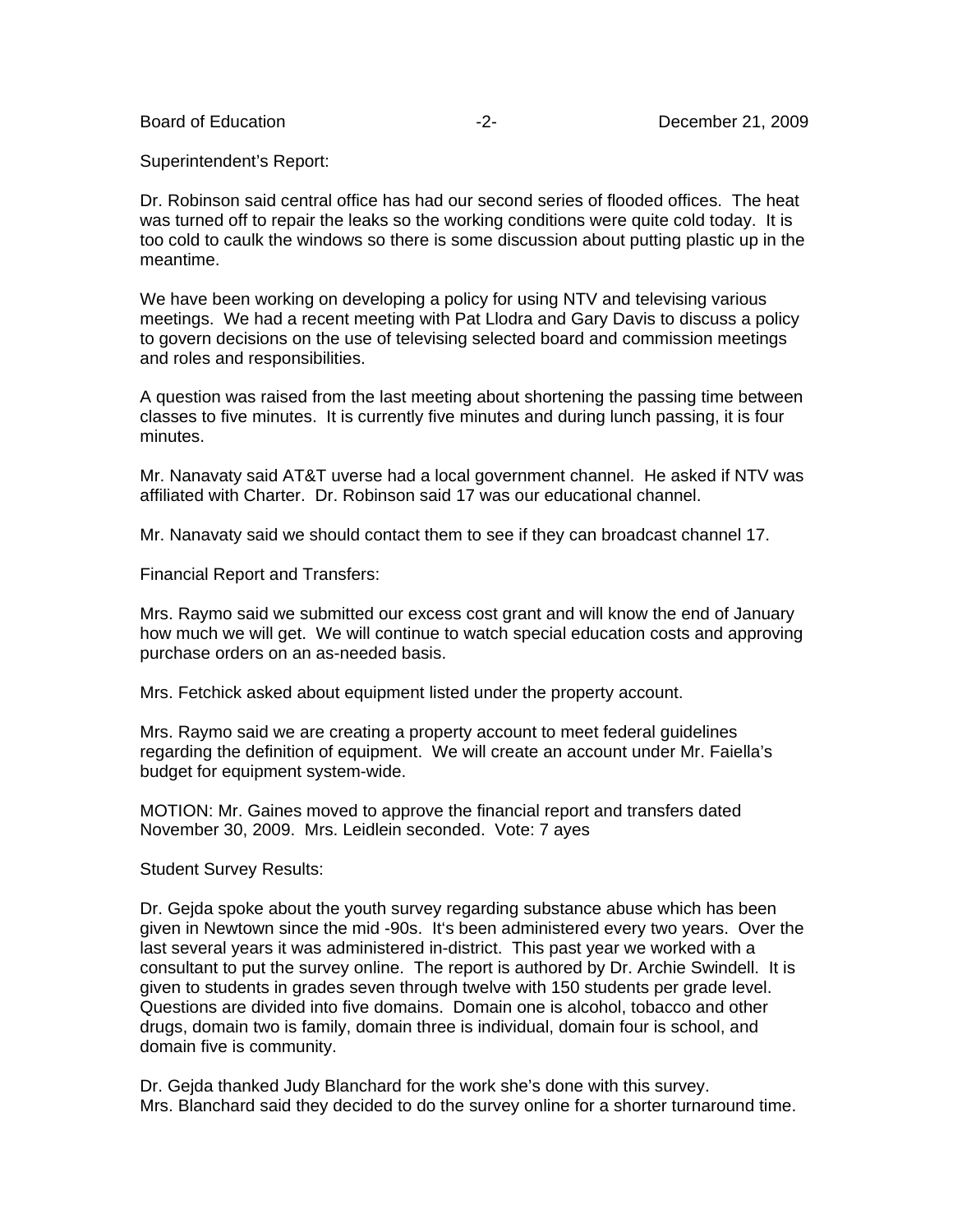Superintendent's Report:

Dr. Robinson said central office has had our second series of flooded offices. The heat was turned off to repair the leaks so the working conditions were quite cold today. It is too cold to caulk the windows so there is some discussion about putting plastic up in the meantime.

We have been working on developing a policy for using NTV and televising various meetings. We had a recent meeting with Pat Llodra and Gary Davis to discuss a policy to govern decisions on the use of televising selected board and commission meetings and roles and responsibilities.

A question was raised from the last meeting about shortening the passing time between classes to five minutes. It is currently five minutes and during lunch passing, it is four minutes.

Mr. Nanavaty said AT&T uverse had a local government channel. He asked if NTV was affiliated with Charter. Dr. Robinson said 17 was our educational channel.

Mr. Nanavaty said we should contact them to see if they can broadcast channel 17.

Financial Report and Transfers:

Mrs. Raymo said we submitted our excess cost grant and will know the end of January how much we will get. We will continue to watch special education costs and approving purchase orders on an as-needed basis.

Mrs. Fetchick asked about equipment listed under the property account.

Mrs. Raymo said we are creating a property account to meet federal guidelines regarding the definition of equipment. We will create an account under Mr. Faiella's budget for equipment system-wide.

MOTION: Mr. Gaines moved to approve the financial report and transfers dated November 30, 2009. Mrs. Leidlein seconded. Vote: 7 ayes

Student Survey Results:

Dr. Gejda spoke about the youth survey regarding substance abuse which has been given in Newtown since the mid -90s. It's been administered every two years. Over the last several years it was administered in-district. This past year we worked with a consultant to put the survey online. The report is authored by Dr. Archie Swindell. It is given to students in grades seven through twelve with 150 students per grade level. Questions are divided into five domains. Domain one is alcohol, tobacco and other drugs, domain two is family, domain three is individual, domain four is school, and domain five is community.

Dr. Gejda thanked Judy Blanchard for the work she's done with this survey. Mrs. Blanchard said they decided to do the survey online for a shorter turnaround time.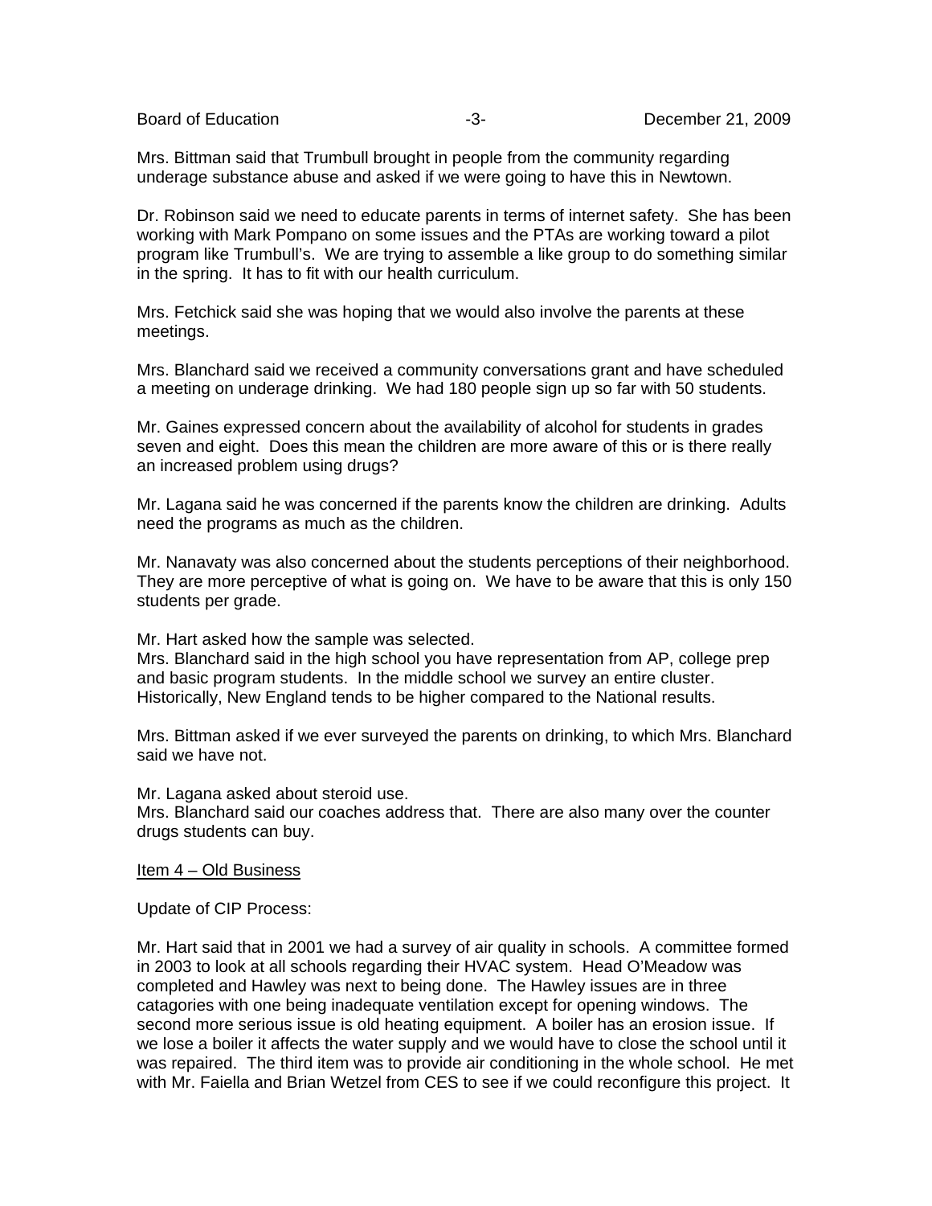Mrs. Bittman said that Trumbull brought in people from the community regarding underage substance abuse and asked if we were going to have this in Newtown.

Dr. Robinson said we need to educate parents in terms of internet safety. She has been working with Mark Pompano on some issues and the PTAs are working toward a pilot program like Trumbull's. We are trying to assemble a like group to do something similar in the spring. It has to fit with our health curriculum.

Mrs. Fetchick said she was hoping that we would also involve the parents at these meetings.

Mrs. Blanchard said we received a community conversations grant and have scheduled a meeting on underage drinking. We had 180 people sign up so far with 50 students.

Mr. Gaines expressed concern about the availability of alcohol for students in grades seven and eight. Does this mean the children are more aware of this or is there really an increased problem using drugs?

Mr. Lagana said he was concerned if the parents know the children are drinking. Adults need the programs as much as the children.

Mr. Nanavaty was also concerned about the students perceptions of their neighborhood. They are more perceptive of what is going on. We have to be aware that this is only 150 students per grade.

Mr. Hart asked how the sample was selected.
Mrs. Blanchard said in the high school you have representation from AP, college prep and basic program students. In the middle school we survey an entire cluster. Historically, New England tends to be higher compared to the National results.

Mrs. Bittman asked if we ever surveyed the parents on drinking, to which Mrs. Blanchard said we have not.

Mr. Lagana asked about steroid use.
Mrs. Blanchard said our coaches address that. There are also many over the counter drugs students can buy.

<u>Item 4 – Old Business</u>

Update of CIP Process:

Mr. Hart said that in 2001 we had a survey of air quality in schools. A committee formed in 2003 to look at all schools regarding their HVAC system. Head O'Meadow was completed and Hawley was next to being done. The Hawley issues are in three catagories with one being inadequate ventilation except for opening windows. The second more serious issue is old heating equipment. A boiler has an erosion issue. If we lose a boiler it affects the water supply and we would have to close the school until it was repaired. The third item was to provide air conditioning in the whole school. He met with Mr. Faiella and Brian Wetzel from CES to see if we could reconfigure this project. It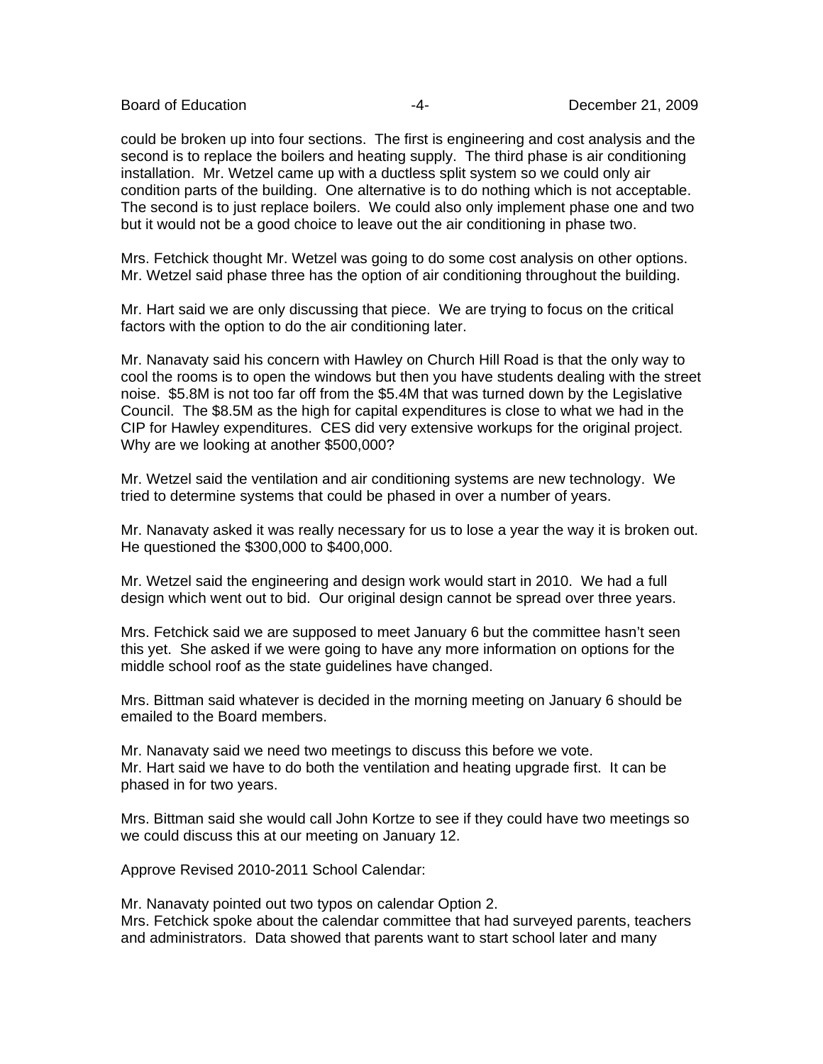could be broken up into four sections. The first is engineering and cost analysis and the second is to replace the boilers and heating supply. The third phase is air conditioning installation. Mr. Wetzel came up with a ductless split system so we could only air condition parts of the building. One alternative is to do nothing which is not acceptable. The second is to just replace boilers. We could also only implement phase one and two but it would not be a good choice to leave out the air conditioning in phase two.

Mrs. Fetchick thought Mr. Wetzel was going to do some cost analysis on other options. Mr. Wetzel said phase three has the option of air conditioning throughout the building.

Mr. Hart said we are only discussing that piece. We are trying to focus on the critical factors with the option to do the air conditioning later.

Mr. Nanavaty said his concern with Hawley on Church Hill Road is that the only way to cool the rooms is to open the windows but then you have students dealing with the street noise. $5.8M is not too far off from the $5.4M that was turned down by the Legislative Council. The $8.5M as the high for capital expenditures is close to what we had in the CIP for Hawley expenditures. CES did very extensive workups for the original project. Why are we looking at another $500,000?

Mr. Wetzel said the ventilation and air conditioning systems are new technology. We tried to determine systems that could be phased in over a number of years.

Mr. Nanavaty asked it was really necessary for us to lose a year the way it is broken out. He questioned the $300,000 to $400,000.

Mr. Wetzel said the engineering and design work would start in 2010. We had a full design which went out to bid. Our original design cannot be spread over three years.

Mrs. Fetchick said we are supposed to meet January 6 but the committee hasn't seen this yet. She asked if we were going to have any more information on options for the middle school roof as the state guidelines have changed.

Mrs. Bittman said whatever is decided in the morning meeting on January 6 should be emailed to the Board members.

Mr. Nanavaty said we need two meetings to discuss this before we vote.
Mr. Hart said we have to do both the ventilation and heating upgrade first. It can be phased in for two years.

Mrs. Bittman said she would call John Kortze to see if they could have two meetings so we could discuss this at our meeting on January 12.

Approve Revised 2010-2011 School Calendar:

Mr. Nanavaty pointed out two typos on calendar Option 2.
Mrs. Fetchick spoke about the calendar committee that had surveyed parents, teachers and administrators. Data showed that parents want to start school later and many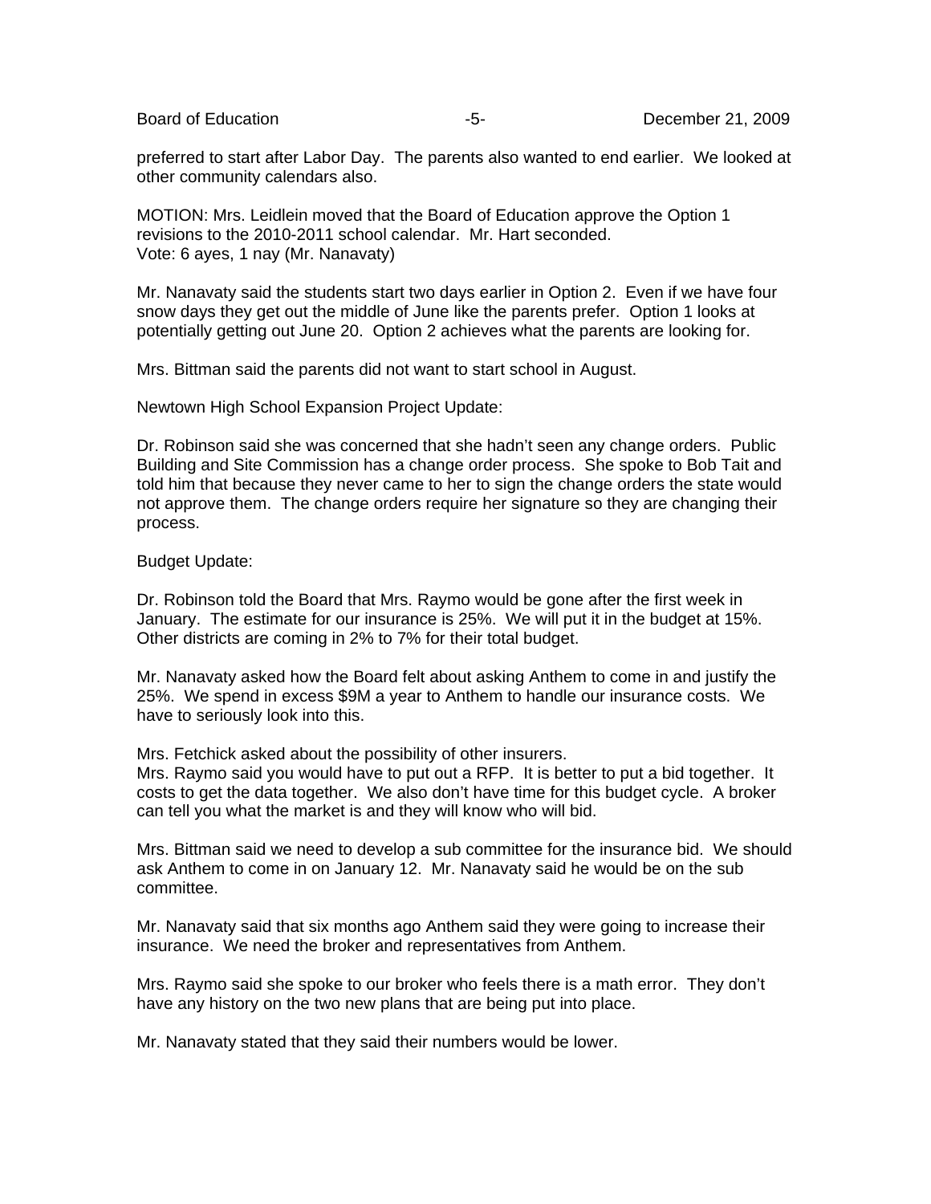preferred to start after Labor Day. The parents also wanted to end earlier. We looked at other community calendars also.

MOTION: Mrs. Leidlein moved that the Board of Education approve the Option 1 revisions to the 2010-2011 school calendar. Mr. Hart seconded.
Vote: 6 ayes, 1 nay (Mr. Nanavaty)

Mr. Nanavaty said the students start two days earlier in Option 2. Even if we have four snow days they get out the middle of June like the parents prefer. Option 1 looks at potentially getting out June 20. Option 2 achieves what the parents are looking for.

Mrs. Bittman said the parents did not want to start school in August.

Newtown High School Expansion Project Update:

Dr. Robinson said she was concerned that she hadn't seen any change orders. Public Building and Site Commission has a change order process. She spoke to Bob Tait and told him that because they never came to her to sign the change orders the state would not approve them. The change orders require her signature so they are changing their process.

Budget Update:

Dr. Robinson told the Board that Mrs. Raymo would be gone after the first week in January. The estimate for our insurance is 25%. We will put it in the budget at 15%. Other districts are coming in 2% to 7% for their total budget.

Mr. Nanavaty asked how the Board felt about asking Anthem to come in and justify the 25%. We spend in excess $9M a year to Anthem to handle our insurance costs. We have to seriously look into this.

Mrs. Fetchick asked about the possibility of other insurers.
Mrs. Raymo said you would have to put out a RFP. It is better to put a bid together. It costs to get the data together. We also don't have time for this budget cycle. A broker can tell you what the market is and they will know who will bid.

Mrs. Bittman said we need to develop a sub committee for the insurance bid. We should ask Anthem to come in on January 12. Mr. Nanavaty said he would be on the sub committee.

Mr. Nanavaty said that six months ago Anthem said they were going to increase their insurance. We need the broker and representatives from Anthem.

Mrs. Raymo said she spoke to our broker who feels there is a math error. They don't have any history on the two new plans that are being put into place.

Mr. Nanavaty stated that they said their numbers would be lower.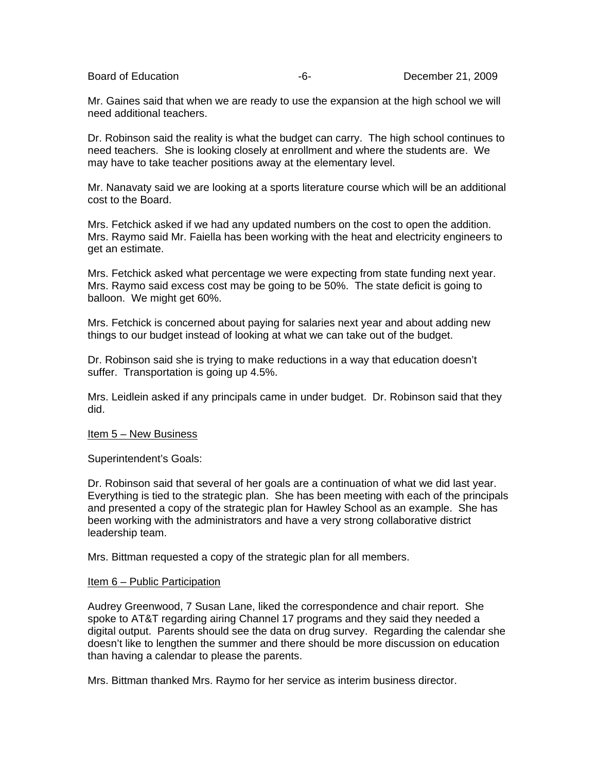Mr. Gaines said that when we are ready to use the expansion at the high school we will need additional teachers.

Dr. Robinson said the reality is what the budget can carry. The high school continues to need teachers. She is looking closely at enrollment and where the students are. We may have to take teacher positions away at the elementary level.

Mr. Nanavaty said we are looking at a sports literature course which will be an additional cost to the Board.

Mrs. Fetchick asked if we had any updated numbers on the cost to open the addition. Mrs. Raymo said Mr. Faiella has been working with the heat and electricity engineers to get an estimate.

Mrs. Fetchick asked what percentage we were expecting from state funding next year. Mrs. Raymo said excess cost may be going to be 50%. The state deficit is going to balloon. We might get 60%.

Mrs. Fetchick is concerned about paying for salaries next year and about adding new things to our budget instead of looking at what we can take out of the budget.

Dr. Robinson said she is trying to make reductions in a way that education doesn't suffer. Transportation is going up 4.5%.

Mrs. Leidlein asked if any principals came in under budget. Dr. Robinson said that they did.

<u>Item 5 – New Business</u>

Superintendent's Goals:

Dr. Robinson said that several of her goals are a continuation of what we did last year. Everything is tied to the strategic plan. She has been meeting with each of the principals and presented a copy of the strategic plan for Hawley School as an example. She has been working with the administrators and have a very strong collaborative district leadership team.

Mrs. Bittman requested a copy of the strategic plan for all members.

<u>Item 6 – Public Participation</u>

Audrey Greenwood, 7 Susan Lane, liked the correspondence and chair report. She spoke to AT&T regarding airing Channel 17 programs and they said they needed a digital output. Parents should see the data on drug survey. Regarding the calendar she doesn't like to lengthen the summer and there should be more discussion on education than having a calendar to please the parents.

Mrs. Bittman thanked Mrs. Raymo for her service as interim business director.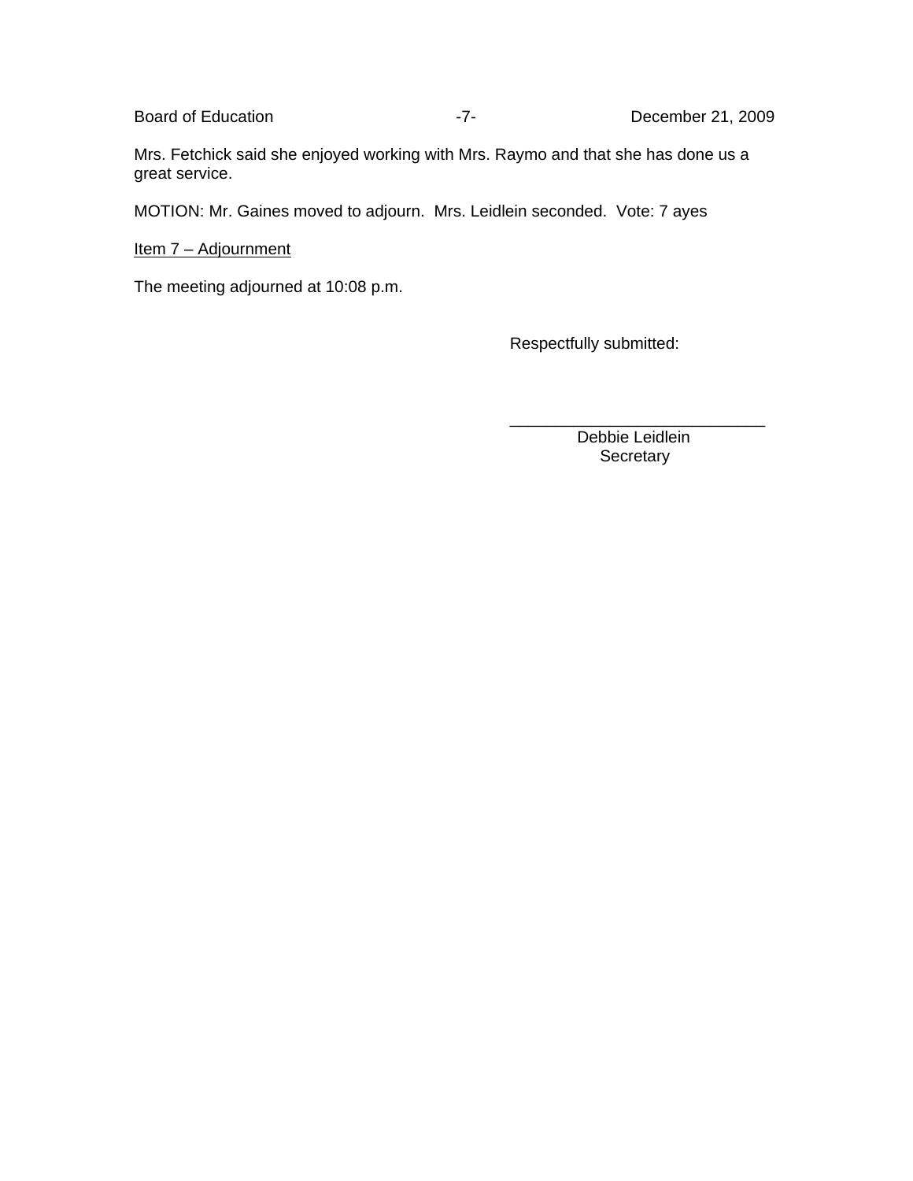Mrs. Fetchick said she enjoyed working with Mrs. Raymo and that she has done us a great service.

MOTION: Mr. Gaines moved to adjourn. Mrs. Leidlein seconded. Vote: 7 ayes

Item 7 – Adjournment

The meeting adjourned at 10:08 p.m.

Respectfully submitted:

\_\_\_\_\_\_\_\_\_\_\_\_\_\_\_\_\_\_\_\_\_\_\_\_\_\_\_\_\_\_

Debbie Leidlein
Secretary